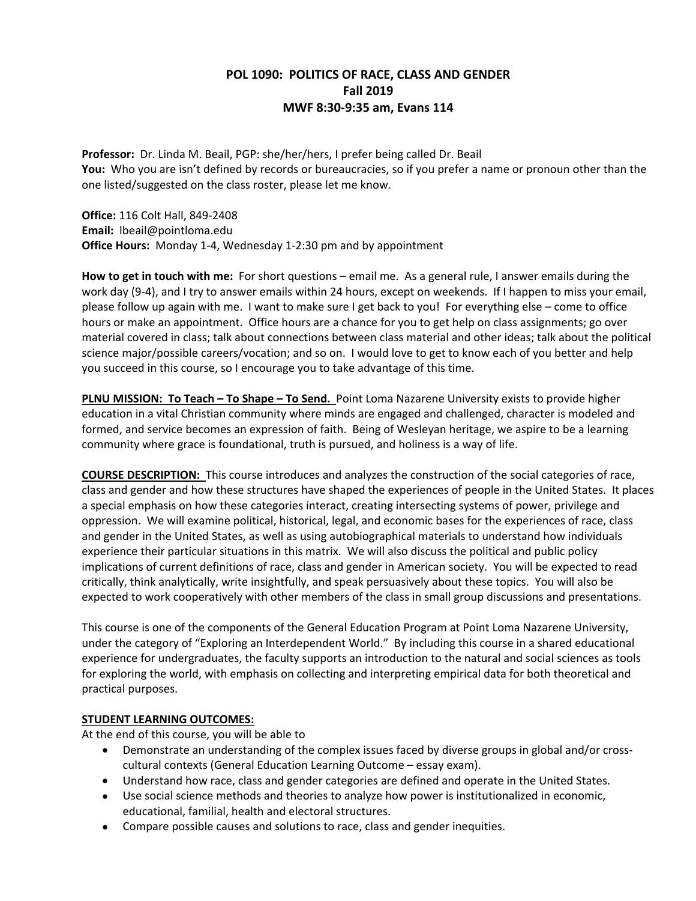# POL 1090: POLITICS OF RACE, CLASS AND GENDER
## Fall 2019
## MWF 8:30-9:35 am, Evans 114

**Professor:** Dr. Linda M. Beail, PGP: she/her/hers, I prefer being called Dr. Beail
**You:** Who you are isn't defined by records or bureaucracies, so if you prefer a name or pronoun other than the one listed/suggested on the class roster, please let me know.

**Office:** 116 Colt Hall, 849-2408
**Email:** lbeail@pointloma.edu
**Office Hours:** Monday 1-4, Wednesday 1-2:30 pm and by appointment

**How to get in touch with me:** For short questions – email me. As a general rule, I answer emails during the work day (9-4), and I try to answer emails within 24 hours, except on weekends. If I happen to miss your email, please follow up again with me. I want to make sure I get back to you! For everything else – come to office hours or make an appointment. Office hours are a chance for you to get help on class assignments; go over material covered in class; talk about connections between class material and other ideas; talk about the political science major/possible careers/vocation; and so on. I would love to get to know each of you better and help you succeed in this course, so I encourage you to take advantage of this time.

**PLNU MISSION: To Teach – To Shape – To Send.** Point Loma Nazarene University exists to provide higher education in a vital Christian community where minds are engaged and challenged, character is modeled and formed, and service becomes an expression of faith. Being of Wesleyan heritage, we aspire to be a learning community where grace is foundational, truth is pursued, and holiness is a way of life.

**COURSE DESCRIPTION:** This course introduces and analyzes the construction of the social categories of race, class and gender and how these structures have shaped the experiences of people in the United States. It places a special emphasis on how these categories interact, creating intersecting systems of power, privilege and oppression. We will examine political, historical, legal, and economic bases for the experiences of race, class and gender in the United States, as well as using autobiographical materials to understand how individuals experience their particular situations in this matrix. We will also discuss the political and public policy implications of current definitions of race, class and gender in American society. You will be expected to read critically, think analytically, write insightfully, and speak persuasively about these topics. You will also be expected to work cooperatively with other members of the class in small group discussions and presentations.

This course is one of the components of the General Education Program at Point Loma Nazarene University, under the category of "Exploring an Interdependent World." By including this course in a shared educational experience for undergraduates, the faculty supports an introduction to the natural and social sciences as tools for exploring the world, with emphasis on collecting and interpreting empirical data for both theoretical and practical purposes.

**STUDENT LEARNING OUTCOMES:**
At the end of this course, you will be able to

- Demonstrate an understanding of the complex issues faced by diverse groups in global and/or cross-cultural contexts (General Education Learning Outcome – essay exam).
- Understand how race, class and gender categories are defined and operate in the United States.
- Use social science methods and theories to analyze how power is institutionalized in economic, educational, familial, health and electoral structures.
- Compare possible causes and solutions to race, class and gender inequities.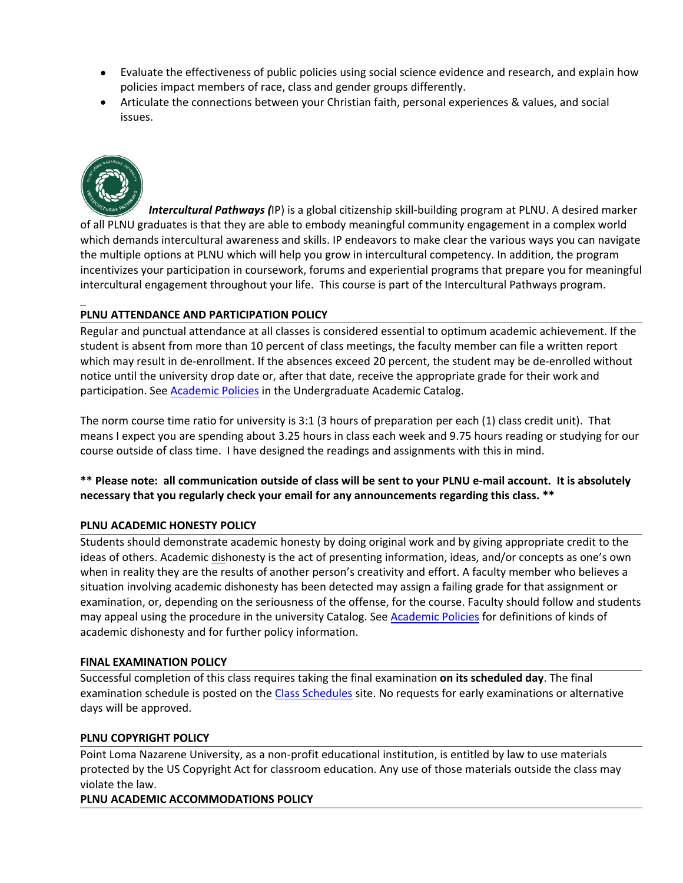- Evaluate the effectiveness of public policies using social science evidence and research, and explain how policies impact members of race, class and gender groups differently.
- Articulate the connections between your Christian faith, personal experiences & values, and social issues.

***Intercultural Pathways (*IP) is a global citizenship skill-building program at PLNU. A desired marker of all PLNU graduates is that they are able to embody meaningful community engagement in a complex world which demands intercultural awareness and skills. IP endeavors to make clear the various ways you can navigate the multiple options at PLNU which will help you grow in intercultural competency. In addition, the program incentivizes your participation in coursework, forums and experiential programs that prepare you for meaningful intercultural engagement throughout your life. This course is part of the Intercultural Pathways program.

**PLNU ATTENDANCE AND PARTICIPATION POLICY**

Regular and punctual attendance at all classes is considered essential to optimum academic achievement. If the student is absent from more than 10 percent of class meetings, the faculty member can file a written report which may result in de-enrollment. If the absences exceed 20 percent, the student may be de-enrolled without notice until the university drop date or, after that date, receive the appropriate grade for their work and participation. See Academic Policies in the Undergraduate Academic Catalog.

The norm course time ratio for university is 3:1 (3 hours of preparation per each (1) class credit unit). That means I expect you are spending about 3.25 hours in class each week and 9.75 hours reading or studying for our course outside of class time. I have designed the readings and assignments with this in mind.

**** Please note: all communication outside of class will be sent to your PLNU e-mail account. It is absolutely necessary that you regularly check your email for any announcements regarding this class. ****

**PLNU ACADEMIC HONESTY POLICY**

Students should demonstrate academic honesty by doing original work and by giving appropriate credit to the ideas of others. Academic dishonesty is the act of presenting information, ideas, and/or concepts as one's own when in reality they are the results of another person's creativity and effort. A faculty member who believes a situation involving academic dishonesty has been detected may assign a failing grade for that assignment or examination, or, depending on the seriousness of the offense, for the course. Faculty should follow and students may appeal using the procedure in the university Catalog. See Academic Policies for definitions of kinds of academic dishonesty and for further policy information.

**FINAL EXAMINATION POLICY**

Successful completion of this class requires taking the final examination **on its scheduled day**. The final examination schedule is posted on the Class Schedules site. No requests for early examinations or alternative days will be approved.

**PLNU COPYRIGHT POLICY**

Point Loma Nazarene University, as a non-profit educational institution, is entitled by law to use materials protected by the US Copyright Act for classroom education. Any use of those materials outside the class may violate the law.

**PLNU ACADEMIC ACCOMMODATIONS POLICY**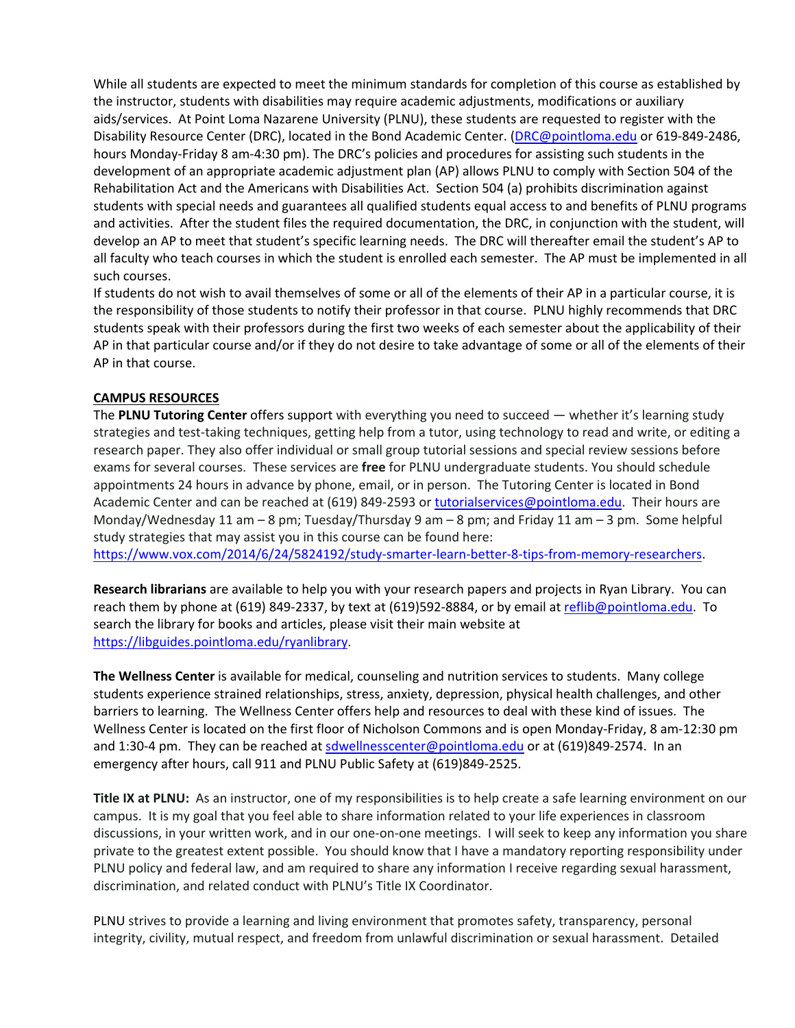While all students are expected to meet the minimum standards for completion of this course as established by the instructor, students with disabilities may require academic adjustments, modifications or auxiliary aids/services. At Point Loma Nazarene University (PLNU), these students are requested to register with the Disability Resource Center (DRC), located in the Bond Academic Center. (DRC@pointloma.edu or 619-849-2486, hours Monday-Friday 8 am-4:30 pm). The DRC's policies and procedures for assisting such students in the development of an appropriate academic adjustment plan (AP) allows PLNU to comply with Section 504 of the Rehabilitation Act and the Americans with Disabilities Act. Section 504 (a) prohibits discrimination against students with special needs and guarantees all qualified students equal access to and benefits of PLNU programs and activities. After the student files the required documentation, the DRC, in conjunction with the student, will develop an AP to meet that student's specific learning needs. The DRC will thereafter email the student's AP to all faculty who teach courses in which the student is enrolled each semester. The AP must be implemented in all such courses.

If students do not wish to avail themselves of some or all of the elements of their AP in a particular course, it is the responsibility of those students to notify their professor in that course. PLNU highly recommends that DRC students speak with their professors during the first two weeks of each semester about the applicability of their AP in that particular course and/or if they do not desire to take advantage of some or all of the elements of their AP in that course.

**CAMPUS RESOURCES**

The **PLNU Tutoring Center** offers support with everything you need to succeed — whether it's learning study strategies and test-taking techniques, getting help from a tutor, using technology to read and write, or editing a research paper. They also offer individual or small group tutorial sessions and special review sessions before exams for several courses. These services are **free** for PLNU undergraduate students. You should schedule appointments 24 hours in advance by phone, email, or in person. The Tutoring Center is located in Bond Academic Center and can be reached at (619) 849-2593 or tutorialservices@pointloma.edu. Their hours are Monday/Wednesday 11 am – 8 pm; Tuesday/Thursday 9 am – 8 pm; and Friday 11 am – 3 pm. Some helpful study strategies that may assist you in this course can be found here: https://www.vox.com/2014/6/24/5824192/study-smarter-learn-better-8-tips-from-memory-researchers.

**Research librarians** are available to help you with your research papers and projects in Ryan Library. You can reach them by phone at (619) 849-2337, by text at (619)592-8884, or by email at reflib@pointloma.edu. To search the library for books and articles, please visit their main website at https://libguides.pointloma.edu/ryanlibrary.

**The Wellness Center** is available for medical, counseling and nutrition services to students. Many college students experience strained relationships, stress, anxiety, depression, physical health challenges, and other barriers to learning. The Wellness Center offers help and resources to deal with these kind of issues. The Wellness Center is located on the first floor of Nicholson Commons and is open Monday-Friday, 8 am-12:30 pm and 1:30-4 pm. They can be reached at sdwellnesscenter@pointloma.edu or at (619)849-2574. In an emergency after hours, call 911 and PLNU Public Safety at (619)849-2525.

**Title IX at PLNU:** As an instructor, one of my responsibilities is to help create a safe learning environment on our campus. It is my goal that you feel able to share information related to your life experiences in classroom discussions, in your written work, and in our one-on-one meetings. I will seek to keep any information you share private to the greatest extent possible. You should know that I have a mandatory reporting responsibility under PLNU policy and federal law, and am required to share any information I receive regarding sexual harassment, discrimination, and related conduct with PLNU's Title IX Coordinator.

PLNU strives to provide a learning and living environment that promotes safety, transparency, personal integrity, civility, mutual respect, and freedom from unlawful discrimination or sexual harassment. Detailed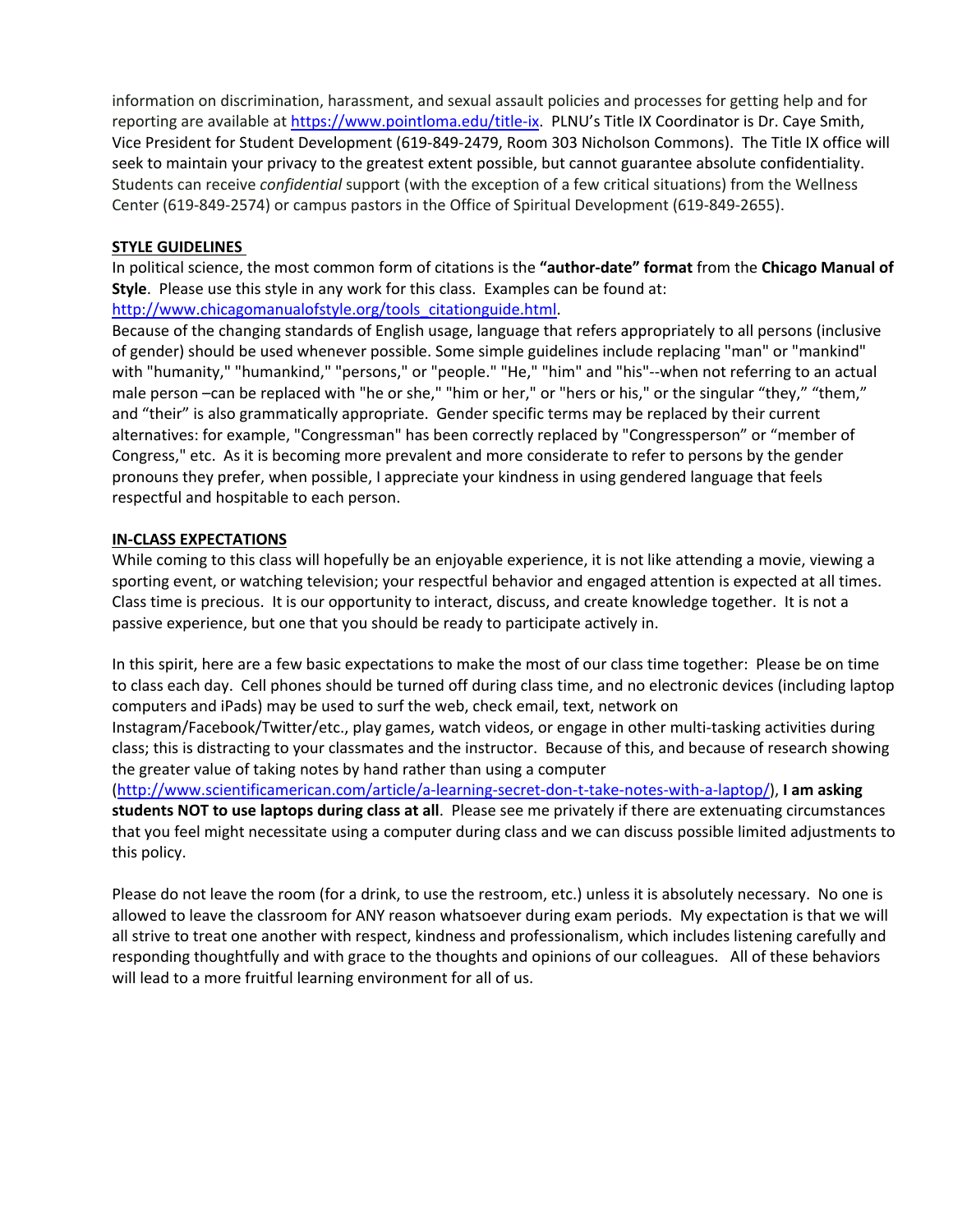information on discrimination, harassment, and sexual assault policies and processes for getting help and for reporting are available at https://www.pointloma.edu/title-ix. PLNU's Title IX Coordinator is Dr. Caye Smith, Vice President for Student Development (619-849-2479, Room 303 Nicholson Commons). The Title IX office will seek to maintain your privacy to the greatest extent possible, but cannot guarantee absolute confidentiality. Students can receive *confidential* support (with the exception of a few critical situations) from the Wellness Center (619-849-2574) or campus pastors in the Office of Spiritual Development (619-849-2655).

## STYLE GUIDELINES

In political science, the most common form of citations is the **"author-date" format** from the **Chicago Manual of Style**. Please use this style in any work for this class. Examples can be found at: http://www.chicagomanualofstyle.org/tools_citationguide.html.

Because of the changing standards of English usage, language that refers appropriately to all persons (inclusive of gender) should be used whenever possible. Some simple guidelines include replacing "man" or "mankind" with "humanity," "humankind," "persons," or "people." "He," "him" and "his"--when not referring to an actual male person –can be replaced with "he or she," "him or her," or "hers or his," or the singular "they," "them," and "their" is also grammatically appropriate. Gender specific terms may be replaced by their current alternatives: for example, "Congressman" has been correctly replaced by "Congressperson" or "member of Congress," etc. As it is becoming more prevalent and more considerate to refer to persons by the gender pronouns they prefer, when possible, I appreciate your kindness in using gendered language that feels respectful and hospitable to each person.

## IN-CLASS EXPECTATIONS

While coming to this class will hopefully be an enjoyable experience, it is not like attending a movie, viewing a sporting event, or watching television; your respectful behavior and engaged attention is expected at all times. Class time is precious. It is our opportunity to interact, discuss, and create knowledge together. It is not a passive experience, but one that you should be ready to participate actively in.

In this spirit, here are a few basic expectations to make the most of our class time together: Please be on time to class each day. Cell phones should be turned off during class time, and no electronic devices (including laptop computers and iPads) may be used to surf the web, check email, text, network on Instagram/Facebook/Twitter/etc., play games, watch videos, or engage in other multi-tasking activities during class; this is distracting to your classmates and the instructor. Because of this, and because of research showing the greater value of taking notes by hand rather than using a computer (http://www.scientificamerican.com/article/a-learning-secret-don-t-take-notes-with-a-laptop/), **I am asking students NOT to use laptops during class at all**. Please see me privately if there are extenuating circumstances that you feel might necessitate using a computer during class and we can discuss possible limited adjustments to this policy.

Please do not leave the room (for a drink, to use the restroom, etc.) unless it is absolutely necessary. No one is allowed to leave the classroom for ANY reason whatsoever during exam periods. My expectation is that we will all strive to treat one another with respect, kindness and professionalism, which includes listening carefully and responding thoughtfully and with grace to the thoughts and opinions of our colleagues. All of these behaviors will lead to a more fruitful learning environment for all of us.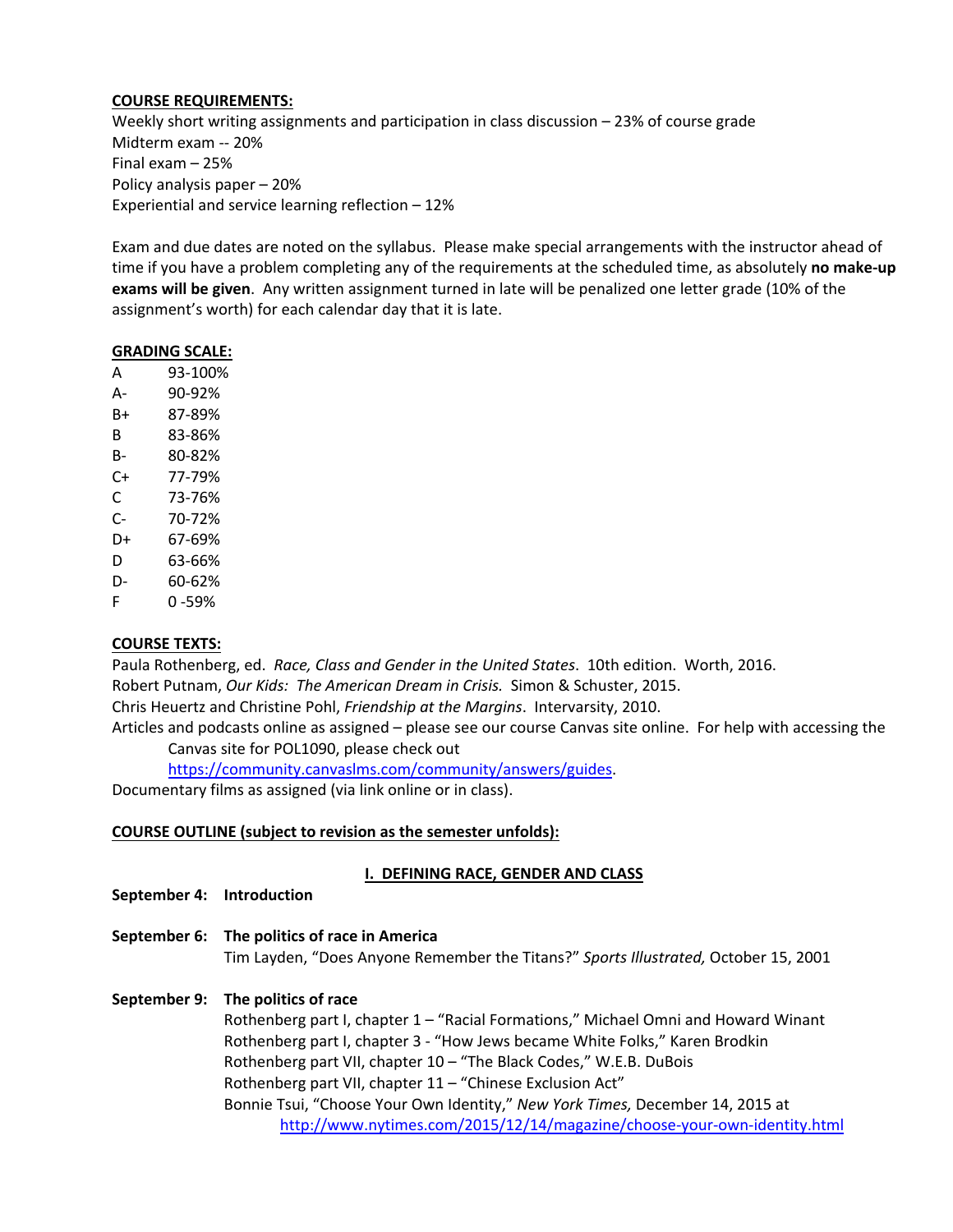**COURSE REQUIREMENTS:**

Weekly short writing assignments and participation in class discussion – 23% of course grade
Midterm exam -- 20%
Final exam – 25%
Policy analysis paper – 20%
Experiential and service learning reflection – 12%

Exam and due dates are noted on the syllabus. Please make special arrangements with the instructor ahead of time if you have a problem completing any of the requirements at the scheduled time, as absolutely **no make-up exams will be given**. Any written assignment turned in late will be penalized one letter grade (10% of the assignment's worth) for each calendar day that it is late.

**GRADING SCALE:**

| | |
|---|---|
| A | 93-100% |
| A- | 90-92% |
| B+ | 87-89% |
| B | 83-86% |
| B- | 80-82% |
| C+ | 77-79% |
| C | 73-76% |
| C- | 70-72% |
| D+ | 67-69% |
| D | 63-66% |
| D- | 60-62% |
| F | 0 -59% |

**COURSE TEXTS:**

Paula Rothenberg, ed. *Race, Class and Gender in the United States*. 10th edition. Worth, 2016.
Robert Putnam, *Our Kids: The American Dream in Crisis.* Simon & Schuster, 2015.
Chris Heuertz and Christine Pohl, *Friendship at the Margins*. Intervarsity, 2010.
Articles and podcasts online as assigned – please see our course Canvas site online. For help with accessing the Canvas site for POL1090, please check out https://community.canvaslms.com/community/answers/guides.
Documentary films as assigned (via link online or in class).

**COURSE OUTLINE (subject to revision as the semester unfolds):**

## I. DEFINING RACE, GENDER AND CLASS

**September 4: Introduction**

**September 6: The politics of race in America**
Tim Layden, "Does Anyone Remember the Titans?" *Sports Illustrated,* October 15, 2001

**September 9: The politics of race**
Rothenberg part I, chapter 1 – "Racial Formations," Michael Omni and Howard Winant
Rothenberg part I, chapter 3 - "How Jews became White Folks," Karen Brodkin
Rothenberg part VII, chapter 10 – "The Black Codes," W.E.B. DuBois
Rothenberg part VII, chapter 11 – "Chinese Exclusion Act"
Bonnie Tsui, "Choose Your Own Identity," *New York Times,* December 14, 2015 at http://www.nytimes.com/2015/12/14/magazine/choose-your-own-identity.html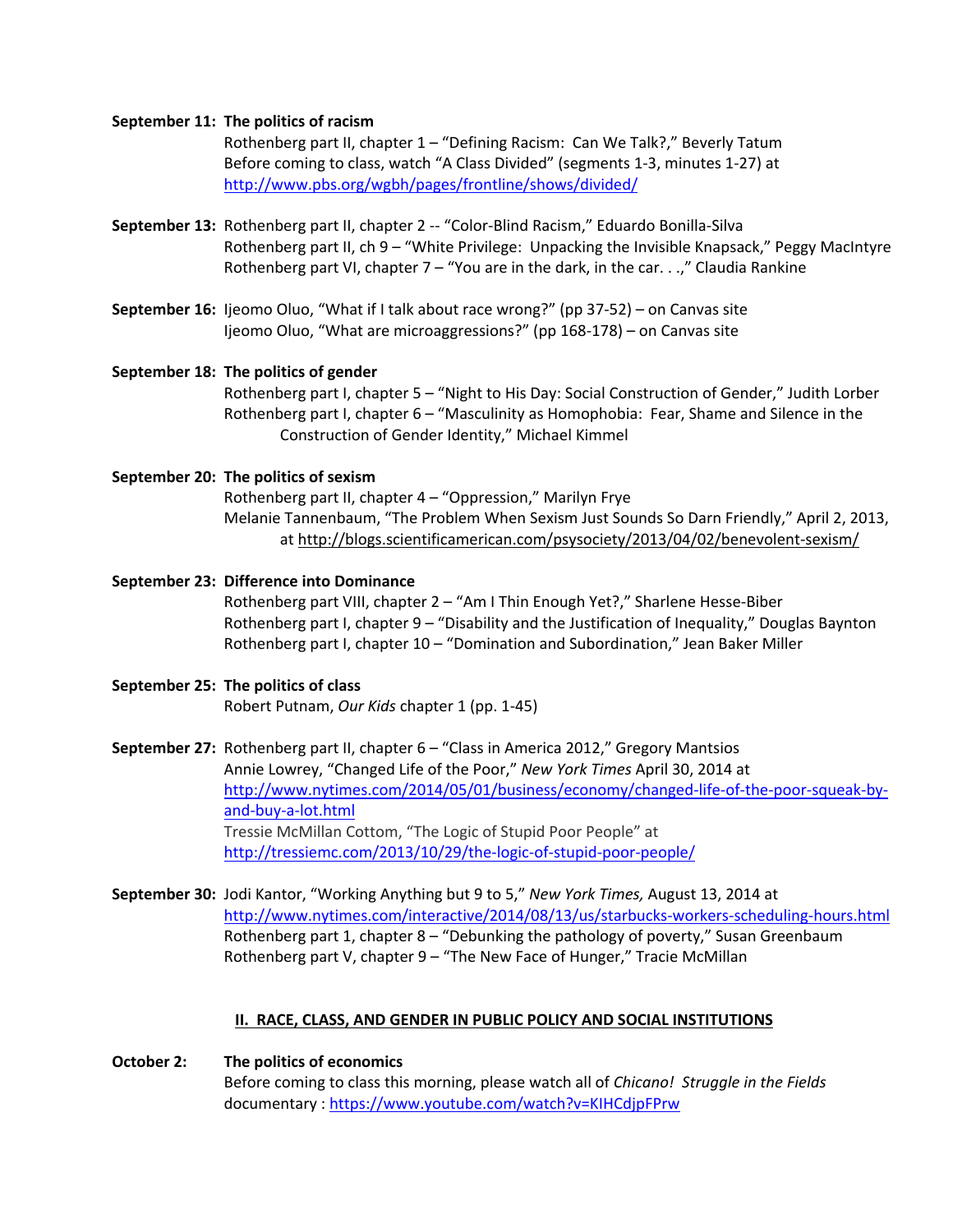**September 11: The politics of racism**
Rothenberg part II, chapter 1 – "Defining Racism: Can We Talk?," Beverly Tatum
Before coming to class, watch "A Class Divided" (segments 1-3, minutes 1-27) at http://www.pbs.org/wgbh/pages/frontline/shows/divided/

**September 13:** Rothenberg part II, chapter 2 -- "Color-Blind Racism," Eduardo Bonilla-Silva
Rothenberg part II, ch 9 – "White Privilege: Unpacking the Invisible Knapsack," Peggy MacIntyre
Rothenberg part VI, chapter 7 – "You are in the dark, in the car. . .," Claudia Rankine

**September 16:** Ijeomo Oluo, "What if I talk about race wrong?" (pp 37-52) – on Canvas site
Ijeomo Oluo, "What are microaggressions?" (pp 168-178) – on Canvas site

**September 18: The politics of gender**
Rothenberg part I, chapter 5 – "Night to His Day: Social Construction of Gender," Judith Lorber
Rothenberg part I, chapter 6 – "Masculinity as Homophobia: Fear, Shame and Silence in the Construction of Gender Identity," Michael Kimmel

**September 20: The politics of sexism**
Rothenberg part II, chapter 4 – "Oppression," Marilyn Frye
Melanie Tannenbaum, "The Problem When Sexism Just Sounds So Darn Friendly," April 2, 2013, at http://blogs.scientificamerican.com/psysociety/2013/04/02/benevolent-sexism/

**September 23: Difference into Dominance**
Rothenberg part VIII, chapter 2 – "Am I Thin Enough Yet?," Sharlene Hesse-Biber
Rothenberg part I, chapter 9 – "Disability and the Justification of Inequality," Douglas Baynton
Rothenberg part I, chapter 10 – "Domination and Subordination," Jean Baker Miller

**September 25: The politics of class**
Robert Putnam, *Our Kids* chapter 1 (pp. 1-45)

**September 27:** Rothenberg part II, chapter 6 – "Class in America 2012," Gregory Mantsios
Annie Lowrey, "Changed Life of the Poor," *New York Times* April 30, 2014 at http://www.nytimes.com/2014/05/01/business/economy/changed-life-of-the-poor-squeak-by-and-buy-a-lot.html
Tressie McMillan Cottom, "The Logic of Stupid Poor People" at http://tressiemc.com/2013/10/29/the-logic-of-stupid-poor-people/

**September 30:** Jodi Kantor, "Working Anything but 9 to 5," *New York Times,* August 13, 2014 at http://www.nytimes.com/interactive/2014/08/13/us/starbucks-workers-scheduling-hours.html
Rothenberg part 1, chapter 8 – "Debunking the pathology of poverty," Susan Greenbaum
Rothenberg part V, chapter 9 – "The New Face of Hunger," Tracie McMillan

## II. RACE, CLASS, AND GENDER IN PUBLIC POLICY AND SOCIAL INSTITUTIONS

**October 2: The politics of economics**
Before coming to class this morning, please watch all of *Chicano! Struggle in the Fields* documentary : https://www.youtube.com/watch?v=KIHCdjpFPrw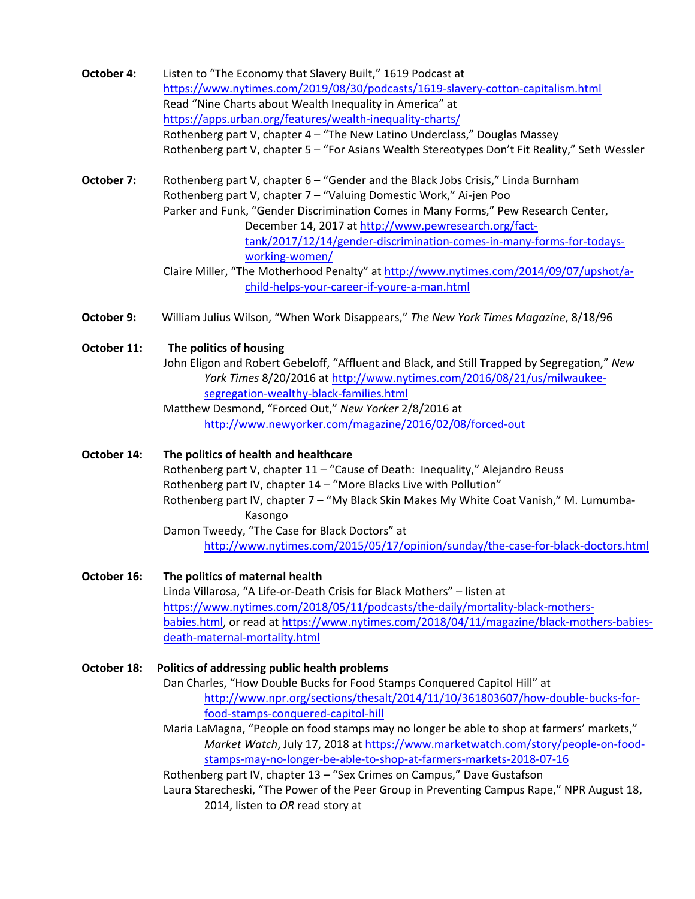**October 4:** Listen to "The Economy that Slavery Built," 1619 Podcast at https://www.nytimes.com/2019/08/30/podcasts/1619-slavery-cotton-capitalism.html
Read "Nine Charts about Wealth Inequality in America" at https://apps.urban.org/features/wealth-inequality-charts/
Rothenberg part V, chapter 4 – "The New Latino Underclass," Douglas Massey
Rothenberg part V, chapter 5 – "For Asians Wealth Stereotypes Don't Fit Reality," Seth Wessler

**October 7:** Rothenberg part V, chapter 6 – "Gender and the Black Jobs Crisis," Linda Burnham
Rothenberg part V, chapter 7 – "Valuing Domestic Work," Ai-jen Poo
Parker and Funk, "Gender Discrimination Comes in Many Forms," Pew Research Center, December 14, 2017 at http://www.pewresearch.org/fact-tank/2017/12/14/gender-discrimination-comes-in-many-forms-for-todays-working-women/
Claire Miller, "The Motherhood Penalty" at http://www.nytimes.com/2014/09/07/upshot/a-child-helps-your-career-if-youre-a-man.html

**October 9:** William Julius Wilson, "When Work Disappears," *The New York Times Magazine*, 8/18/96

**October 11:** **The politics of housing**
John Eligon and Robert Gebeloff, "Affluent and Black, and Still Trapped by Segregation," *New York Times* 8/20/2016 at http://www.nytimes.com/2016/08/21/us/milwaukee-segregation-wealthy-black-families.html
Matthew Desmond, "Forced Out," *New Yorker* 2/8/2016 at http://www.newyorker.com/magazine/2016/02/08/forced-out

**October 14:** **The politics of health and healthcare**
Rothenberg part V, chapter 11 – "Cause of Death: Inequality," Alejandro Reuss
Rothenberg part IV, chapter 14 – "More Blacks Live with Pollution"
Rothenberg part IV, chapter 7 – "My Black Skin Makes My White Coat Vanish," M. Lumumba-Kasongo
Damon Tweedy, "The Case for Black Doctors" at http://www.nytimes.com/2015/05/17/opinion/sunday/the-case-for-black-doctors.html

**October 16:** **The politics of maternal health**
Linda Villarosa, "A Life-or-Death Crisis for Black Mothers" – listen at https://www.nytimes.com/2018/05/11/podcasts/the-daily/mortality-black-mothers-babies.html, or read at https://www.nytimes.com/2018/04/11/magazine/black-mothers-babies-death-maternal-mortality.html

**October 18:** **Politics of addressing public health problems**
Dan Charles, "How Double Bucks for Food Stamps Conquered Capitol Hill" at http://www.npr.org/sections/thesalt/2014/11/10/361803607/how-double-bucks-for-food-stamps-conquered-capitol-hill
Maria LaMagna, "People on food stamps may no longer be able to shop at farmers' markets," *Market Watch*, July 17, 2018 at https://www.marketwatch.com/story/people-on-food-stamps-may-no-longer-be-able-to-shop-at-farmers-markets-2018-07-16
Rothenberg part IV, chapter 13 – "Sex Crimes on Campus," Dave Gustafson
Laura Starecheski, "The Power of the Peer Group in Preventing Campus Rape," NPR August 18, 2014, listen to *OR* read story at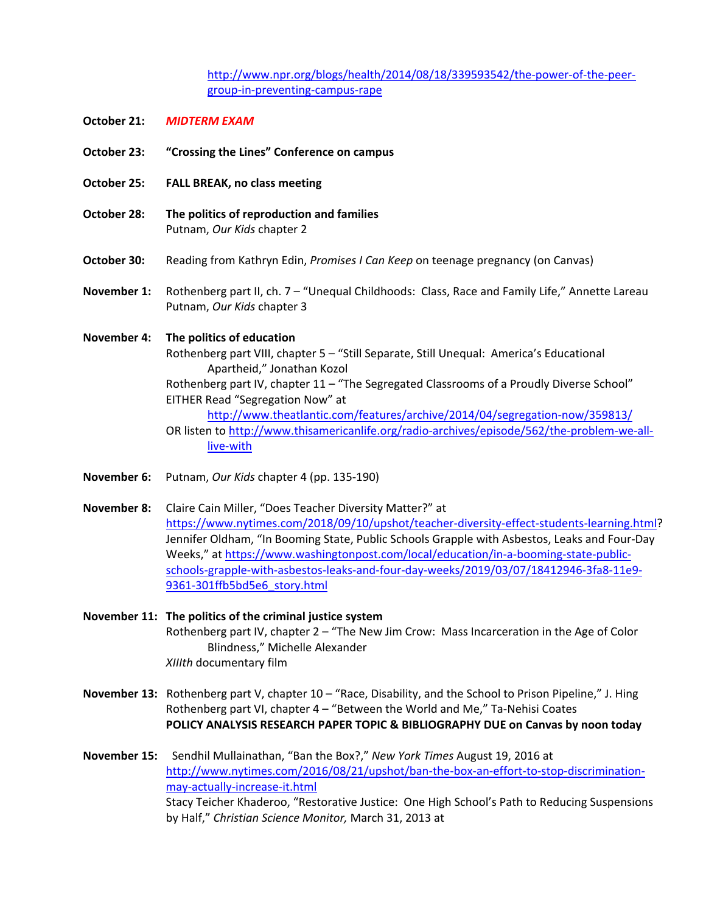http://www.npr.org/blogs/health/2014/08/18/339593542/the-power-of-the-peer-group-in-preventing-campus-rape

**October 21:** ***MIDTERM EXAM***

**October 23:** **"Crossing the Lines" Conference on campus**

**October 25:** **FALL BREAK, no class meeting**

**October 28:** **The politics of reproduction and families**
Putnam, *Our Kids* chapter 2

**October 30:** Reading from Kathryn Edin, *Promises I Can Keep* on teenage pregnancy (on Canvas)

**November 1:** Rothenberg part II, ch. 7 – "Unequal Childhoods: Class, Race and Family Life," Annette Lareau
Putnam, *Our Kids* chapter 3

**November 4:** **The politics of education**
Rothenberg part VIII, chapter 5 – "Still Separate, Still Unequal: America's Educational Apartheid," Jonathan Kozol
Rothenberg part IV, chapter 11 – "The Segregated Classrooms of a Proudly Diverse School"
EITHER Read "Segregation Now" at http://www.theatlantic.com/features/archive/2014/04/segregation-now/359813/
OR listen to http://www.thisamericanlife.org/radio-archives/episode/562/the-problem-we-all-live-with

**November 6:** Putnam, *Our Kids* chapter 4 (pp. 135-190)

**November 8:** Claire Cain Miller, "Does Teacher Diversity Matter?" at https://www.nytimes.com/2018/09/10/upshot/teacher-diversity-effect-students-learning.html?
Jennifer Oldham, "In Booming State, Public Schools Grapple with Asbestos, Leaks and Four-Day Weeks," at https://www.washingtonpost.com/local/education/in-a-booming-state-public-schools-grapple-with-asbestos-leaks-and-four-day-weeks/2019/03/07/18412946-3fa8-11e9-9361-301ffb5bd5e6_story.html

**November 11:** **The politics of the criminal justice system**
Rothenberg part IV, chapter 2 – "The New Jim Crow: Mass Incarceration in the Age of Color Blindness," Michelle Alexander
*XIIIth* documentary film

**November 13:** Rothenberg part V, chapter 10 – "Race, Disability, and the School to Prison Pipeline," J. Hing
Rothenberg part VI, chapter 4 – "Between the World and Me," Ta-Nehisi Coates
**POLICY ANALYSIS RESEARCH PAPER TOPIC & BIBLIOGRAPHY DUE on Canvas by noon today**

**November 15:** Sendhil Mullainathan, "Ban the Box?," *New York Times* August 19, 2016 at http://www.nytimes.com/2016/08/21/upshot/ban-the-box-an-effort-to-stop-discrimination-may-actually-increase-it.html
Stacy Teicher Khaderoo, "Restorative Justice: One High School's Path to Reducing Suspensions by Half," *Christian Science Monitor,* March 31, 2013 at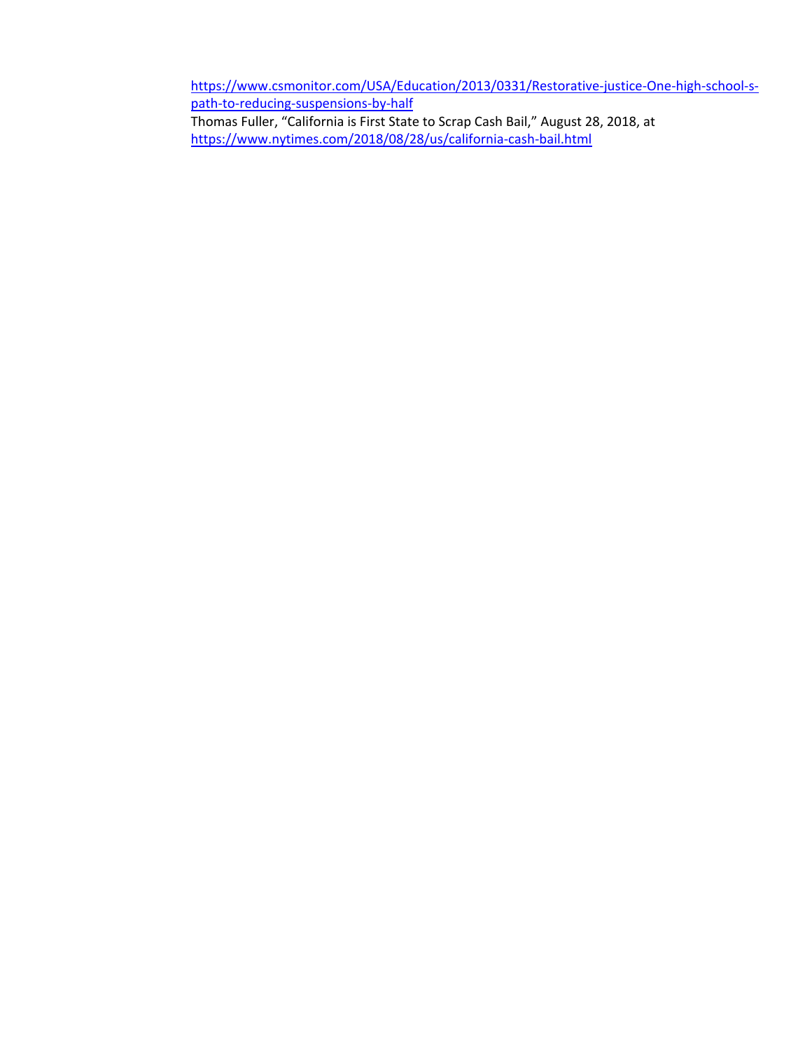https://www.csmonitor.com/USA/Education/2013/0331/Restorative-justice-One-high-school-s-path-to-reducing-suspensions-by-half

Thomas Fuller, “California is First State to Scrap Cash Bail,” August 28, 2018, at https://www.nytimes.com/2018/08/28/us/california-cash-bail.html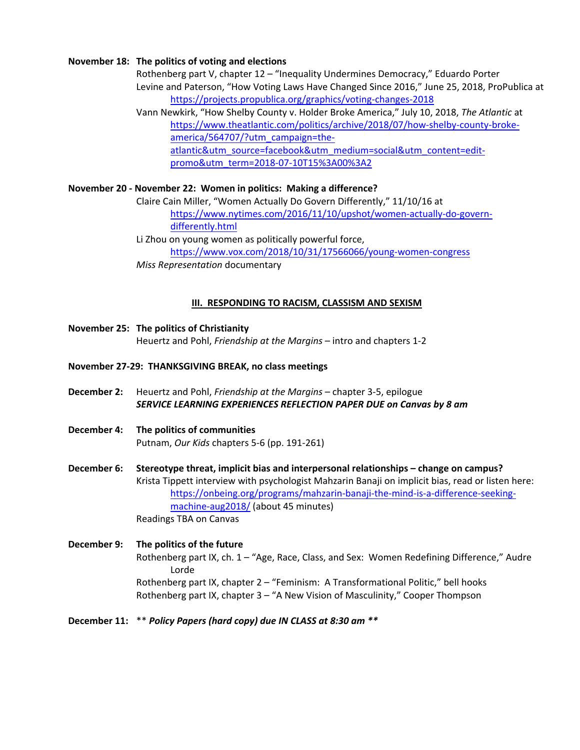**November 18: The politics of voting and elections**

Rothenberg part V, chapter 12 – "Inequality Undermines Democracy," Eduardo Porter

Levine and Paterson, "How Voting Laws Have Changed Since 2016," June 25, 2018, ProPublica at https://projects.propublica.org/graphics/voting-changes-2018

Vann Newkirk, "How Shelby County v. Holder Broke America," July 10, 2018, *The Atlantic* at https://www.theatlantic.com/politics/archive/2018/07/how-shelby-county-broke-america/564707/?utm_campaign=the-atlantic&utm_source=facebook&utm_medium=social&utm_content=edit-promo&utm_term=2018-07-10T15%3A00%3A2

**November 20 - November 22: Women in politics: Making a difference?**

Claire Cain Miller, "Women Actually Do Govern Differently," 11/10/16 at https://www.nytimes.com/2016/11/10/upshot/women-actually-do-govern-differently.html

Li Zhou on young women as politically powerful force, https://www.vox.com/2018/10/31/17566066/young-women-congress

*Miss Representation* documentary

## III. RESPONDING TO RACISM, CLASSISM AND SEXISM

**November 25: The politics of Christianity**

Heuertz and Pohl, *Friendship at the Margins* – intro and chapters 1-2

**November 27-29: THANKSGIVING BREAK, no class meetings**

**December 2:** Heuertz and Pohl, *Friendship at the Margins* – chapter 3-5, epilogue

***SERVICE LEARNING EXPERIENCES REFLECTION PAPER DUE on Canvas by 8 am***

**December 4: The politics of communities**

Putnam, *Our Kids* chapters 5-6 (pp. 191-261)

**December 6: Stereotype threat, implicit bias and interpersonal relationships – change on campus?**

Krista Tippett interview with psychologist Mahzarin Banaji on implicit bias, read or listen here: https://onbeing.org/programs/mahzarin-banaji-the-mind-is-a-difference-seeking-machine-aug2018/ (about 45 minutes)

Readings TBA on Canvas

**December 9: The politics of the future**

Rothenberg part IX, ch. 1 – "Age, Race, Class, and Sex: Women Redefining Difference," Audre Lorde

Rothenberg part IX, chapter 2 – "Feminism: A Transformational Politic," bell hooks

Rothenberg part IX, chapter 3 – "A New Vision of Masculinity," Cooper Thompson

**December 11:** ** ***Policy Papers (hard copy) due IN CLASS at 8:30 am*** **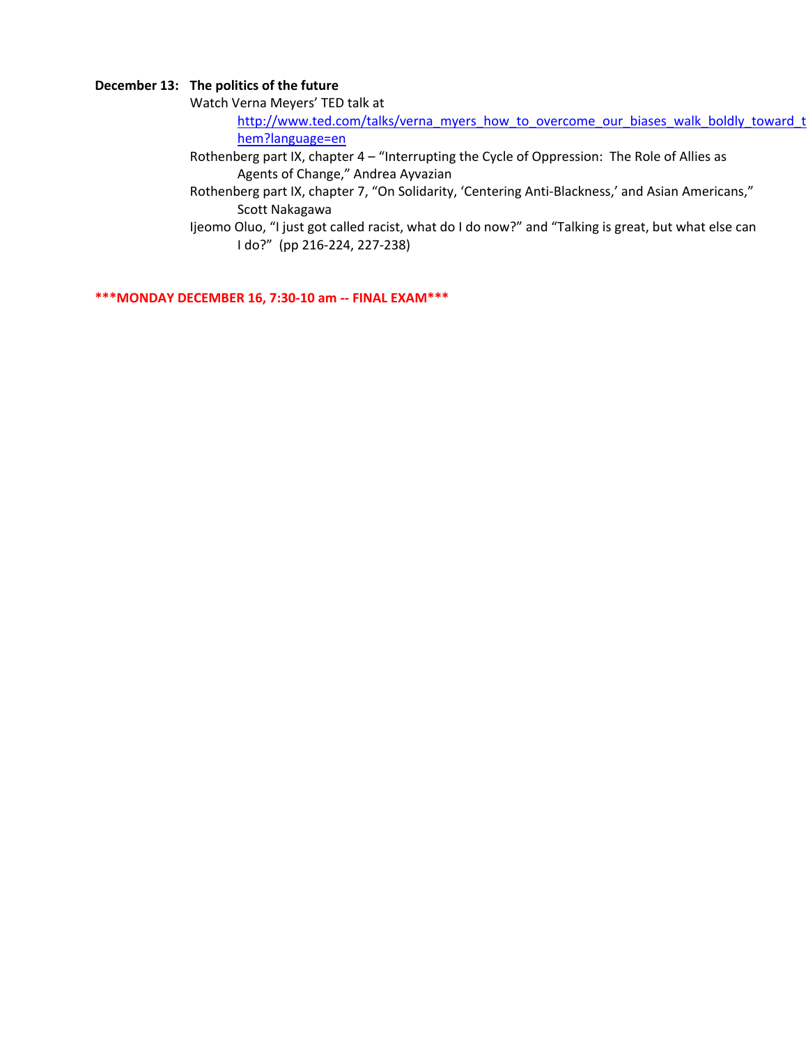**December 13:** **The politics of the future**

Watch Verna Meyers' TED talk at
http://www.ted.com/talks/verna_myers_how_to_overcome_our_biases_walk_boldly_toward_them?language=en

Rothenberg part IX, chapter 4 – "Interrupting the Cycle of Oppression: The Role of Allies as Agents of Change," Andrea Ayvazian

Rothenberg part IX, chapter 7, "On Solidarity, 'Centering Anti-Blackness,' and Asian Americans," Scott Nakagawa

Ijeomo Oluo, "I just got called racist, what do I do now?" and "Talking is great, but what else can I do?" (pp 216-224, 227-238)

**\*\*\*MONDAY DECEMBER 16, 7:30-10 am -- FINAL EXAM\*\*\***